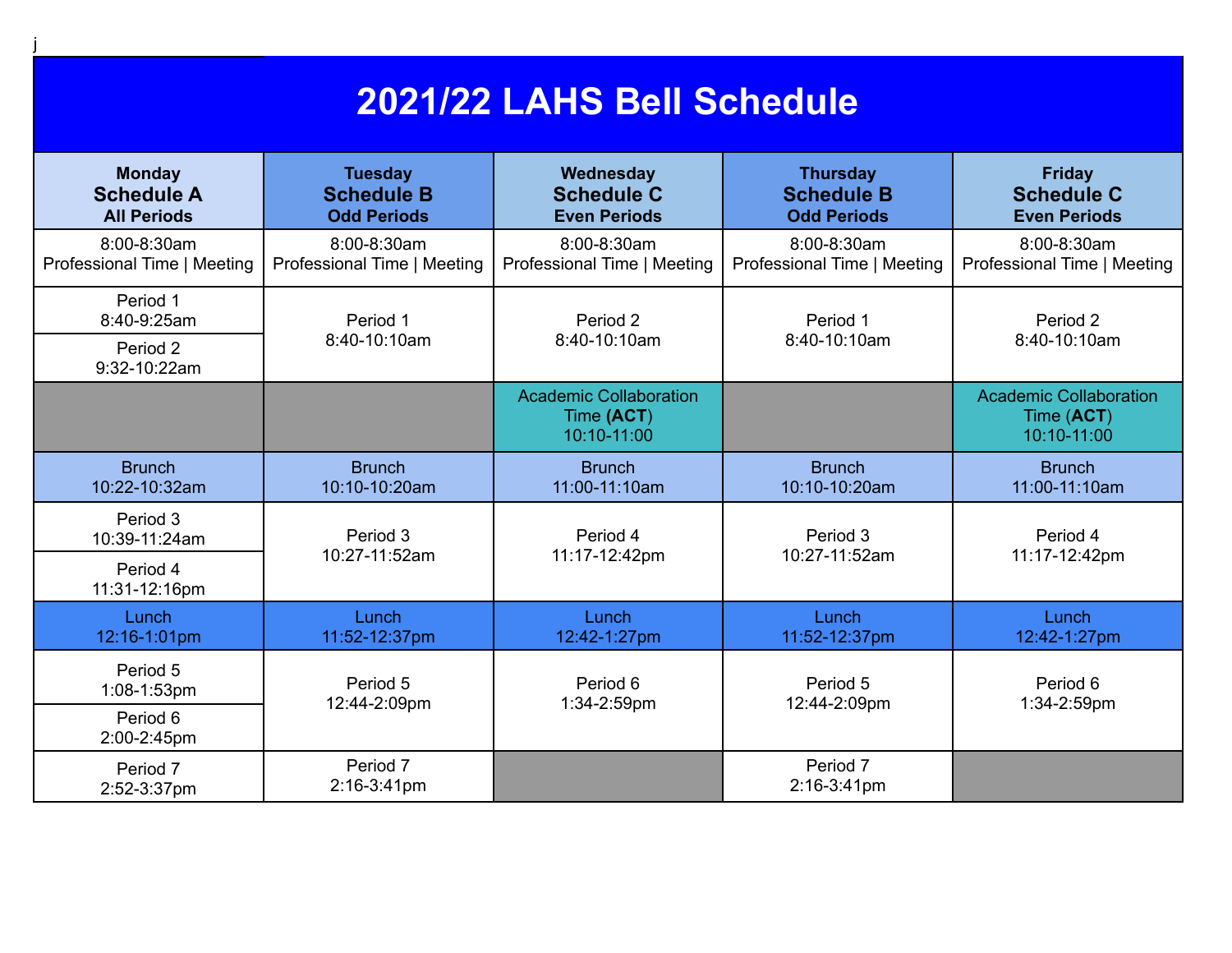j

# 2021/22 LAHS Bell Schedule

| Monday<br>**Schedule A**<br>All Periods | Tuesday<br>**Schedule B**<br>Odd Periods | Wednesday<br>**Schedule C**<br>Even Periods | Thursday<br>**Schedule B**<br>Odd Periods | Friday<br>**Schedule C**<br>Even Periods |
|---|---|---|---|---|
| 8:00-8:30am<br>Professional Time \| Meeting | 8:00-8:30am<br>Professional Time \| Meeting | 8:00-8:30am<br>Professional Time \| Meeting | 8:00-8:30am<br>Professional Time \| Meeting | 8:00-8:30am<br>Professional Time \| Meeting |
| Period 1<br>8:40-9:25am<br>Period 2<br>9:32-10:22am | Period 1<br>8:40-10:10am | Period 2<br>8:40-10:10am | Period 1<br>8:40-10:10am | Period 2<br>8:40-10:10am |
| | | Academic Collaboration Time (**ACT**)<br>10:10-11:00 | | Academic Collaboration Time (**ACT**)<br>10:10-11:00 |
| Brunch<br>10:22-10:32am | Brunch<br>10:10-10:20am | Brunch<br>11:00-11:10am | Brunch<br>10:10-10:20am | Brunch<br>11:00-11:10am |
| Period 3<br>10:39-11:24am<br>Period 4<br>11:31-12:16pm | Period 3<br>10:27-11:52am | Period 4<br>11:17-12:42pm | Period 3<br>10:27-11:52am | Period 4<br>11:17-12:42pm |
| Lunch<br>12:16-1:01pm | Lunch<br>11:52-12:37pm | Lunch<br>12:42-1:27pm | Lunch<br>11:52-12:37pm | Lunch<br>12:42-1:27pm |
| Period 5<br>1:08-1:53pm<br>Period 6<br>2:00-2:45pm | Period 5<br>12:44-2:09pm | Period 6<br>1:34-2:59pm | Period 5<br>12:44-2:09pm | Period 6<br>1:34-2:59pm |
| Period 7<br>2:52-3:37pm | Period 7<br>2:16-3:41pm | | Period 7<br>2:16-3:41pm | |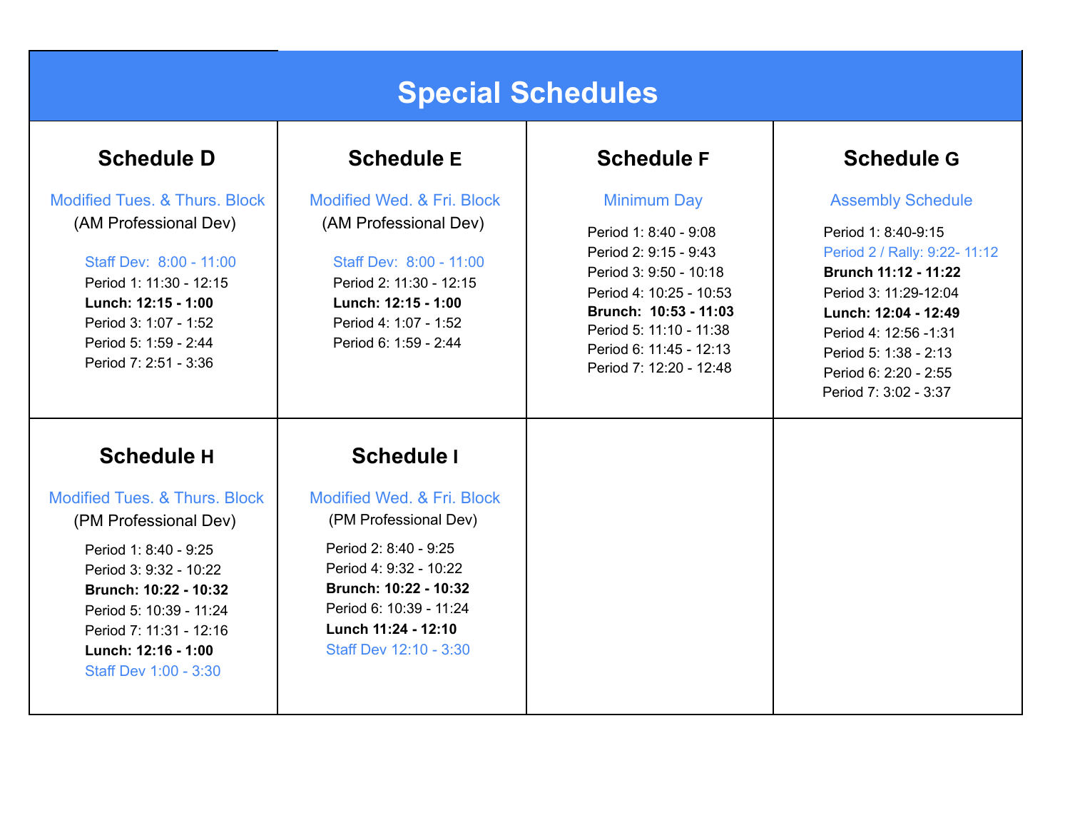# Special Schedules

## Schedule D

Modified Tues. & Thurs. Block
(AM Professional Dev)

Staff Dev: 8:00 - 11:00
Period 1: 11:30 - 12:15
**Lunch: 12:15 - 1:00**
Period 3: 1:07 - 1:52
Period 5: 1:59 - 2:44
Period 7: 2:51 - 3:36

## Schedule E

Modified Wed. & Fri. Block
(AM Professional Dev)

Staff Dev: 8:00 - 11:00
Period 2: 11:30 - 12:15
**Lunch: 12:15 - 1:00**
Period 4: 1:07 - 1:52
Period 6: 1:59 - 2:44

## Schedule F

Minimum Day

Period 1: 8:40 - 9:08
Period 2: 9:15 - 9:43
Period 3: 9:50 - 10:18
Period 4: 10:25 - 10:53
**Brunch: 10:53 - 11:03**
Period 5: 11:10 - 11:38
Period 6: 11:45 - 12:13
Period 7: 12:20 - 12:48

## Schedule G

Assembly Schedule

Period 1: 8:40-9:15
Period 2 / Rally: 9:22- 11:12
**Brunch 11:12 - 11:22**
Period 3: 11:29-12:04
**Lunch: 12:04 - 12:49**
Period 4: 12:56 -1:31
Period 5: 1:38 - 2:13
Period 6: 2:20 - 2:55
Period 7: 3:02 - 3:37

## Schedule H

Modified Tues. & Thurs. Block
(PM Professional Dev)

Period 1: 8:40 - 9:25
Period 3: 9:32 - 10:22
**Brunch: 10:22 - 10:32**
Period 5: 10:39 - 11:24
Period 7: 11:31 - 12:16
**Lunch: 12:16 - 1:00**
Staff Dev 1:00 - 3:30

## Schedule I

Modified Wed. & Fri. Block
(PM Professional Dev)

Period 2: 8:40 - 9:25
Period 4: 9:32 - 10:22
**Brunch: 10:22 - 10:32**
Period 6: 10:39 - 11:24
**Lunch 11:24 - 12:10**
Staff Dev 12:10 - 3:30